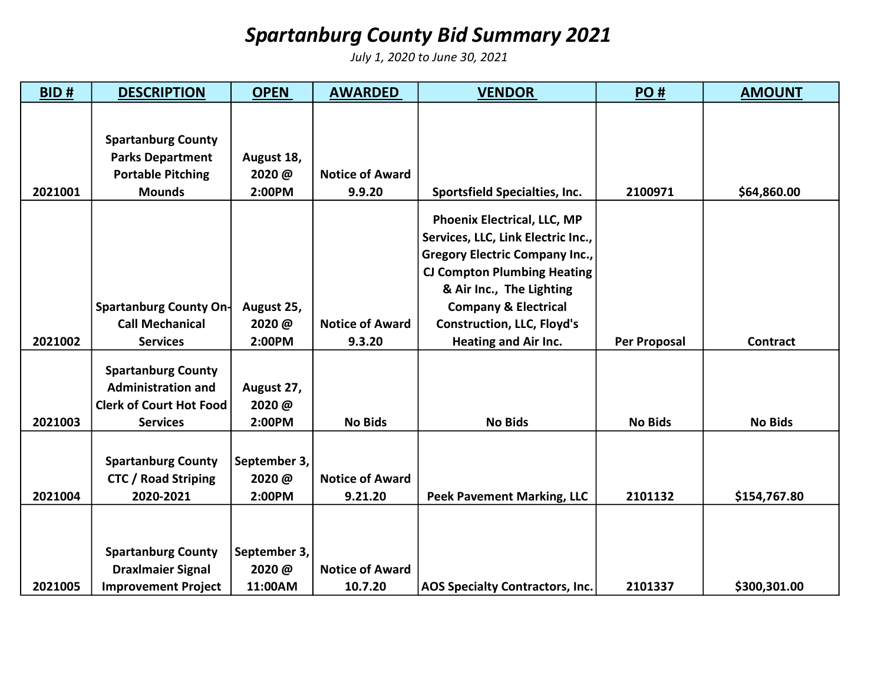# *Spartanburg County Bid Summary 2021*

*July 1, 2020 to June 30, 2021*

| BID # | DESCRIPTION | OPEN | AWARDED | VENDOR | PO # | AMOUNT |
|---|---|---|---|---|---|---|
| 2021001 | Spartanburg County Parks Department Portable Pitching Mounds | August 18, 2020 @ 2:00PM | Notice of Award 9.9.20 | Sportsfield Specialties, Inc. | 2100971 | $64,860.00 |
| 2021002 | Spartanburg County On-Call Mechanical Services | August 25, 2020 @ 2:00PM | Notice of Award 9.3.20 | Phoenix Electrical, LLC, MP Services, LLC, Link Electric Inc., Gregory Electric Company Inc., CJ Compton Plumbing Heating & Air Inc., The Lighting Company & Electrical Construction, LLC, Floyd's Heating and Air Inc. | Per Proposal | Contract |
| 2021003 | Spartanburg County Administration and Clerk of Court Hot Food Services | August 27, 2020 @ 2:00PM | No Bids | No Bids | No Bids | No Bids |
| 2021004 | Spartanburg County CTC / Road Striping 2020-2021 | September 3, 2020 @ 2:00PM | Notice of Award 9.21.20 | Peek Pavement Marking, LLC | 2101132 | $154,767.80 |
| 2021005 | Spartanburg County Draxlmaier Signal Improvement Project | September 3, 2020 @ 11:00AM | Notice of Award 10.7.20 | AOS Specialty Contractors, Inc. | 2101337 | $300,301.00 |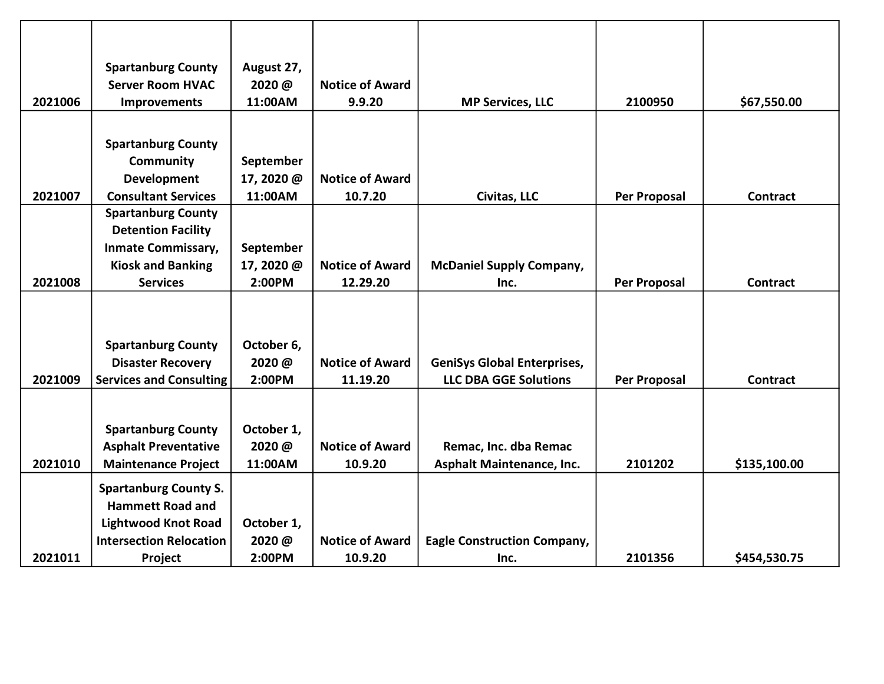| | | | | | | |
|---|---|---|---|---|---|---|
| 2021006 | **Spartanburg County Server Room HVAC Improvements** | **August 27, 2020 @ 11:00AM** | **Notice of Award 9.9.20** | **MP Services, LLC** | **2100950** | **$67,550.00** |
| 2021007 | **Spartanburg County Community Development Consultant Services** | **September 17, 2020 @ 11:00AM** | **Notice of Award 10.7.20** | **Civitas, LLC** | **Per Proposal** | **Contract** |
| 2021008 | **Spartanburg County Detention Facility Inmate Commissary, Kiosk and Banking Services** | **September 17, 2020 @ 2:00PM** | **Notice of Award 12.29.20** | **McDaniel Supply Company, Inc.** | **Per Proposal** | **Contract** |
| 2021009 | **Spartanburg County Disaster Recovery Services and Consulting** | **October 6, 2020 @ 2:00PM** | **Notice of Award 11.19.20** | **GeniSys Global Enterprises, LLC DBA GGE Solutions** | **Per Proposal** | **Contract** |
| 2021010 | **Spartanburg County Asphalt Preventative Maintenance Project** | **October 1, 2020 @ 11:00AM** | **Notice of Award 10.9.20** | **Remac, Inc. dba Remac Asphalt Maintenance, Inc.** | **2101202** | **$135,100.00** |
| 2021011 | **Spartanburg County S. Hammett Road and Lightwood Knot Road Intersection Relocation Project** | **October 1, 2020 @ 2:00PM** | **Notice of Award 10.9.20** | **Eagle Construction Company, Inc.** | **2101356** | **$454,530.75** |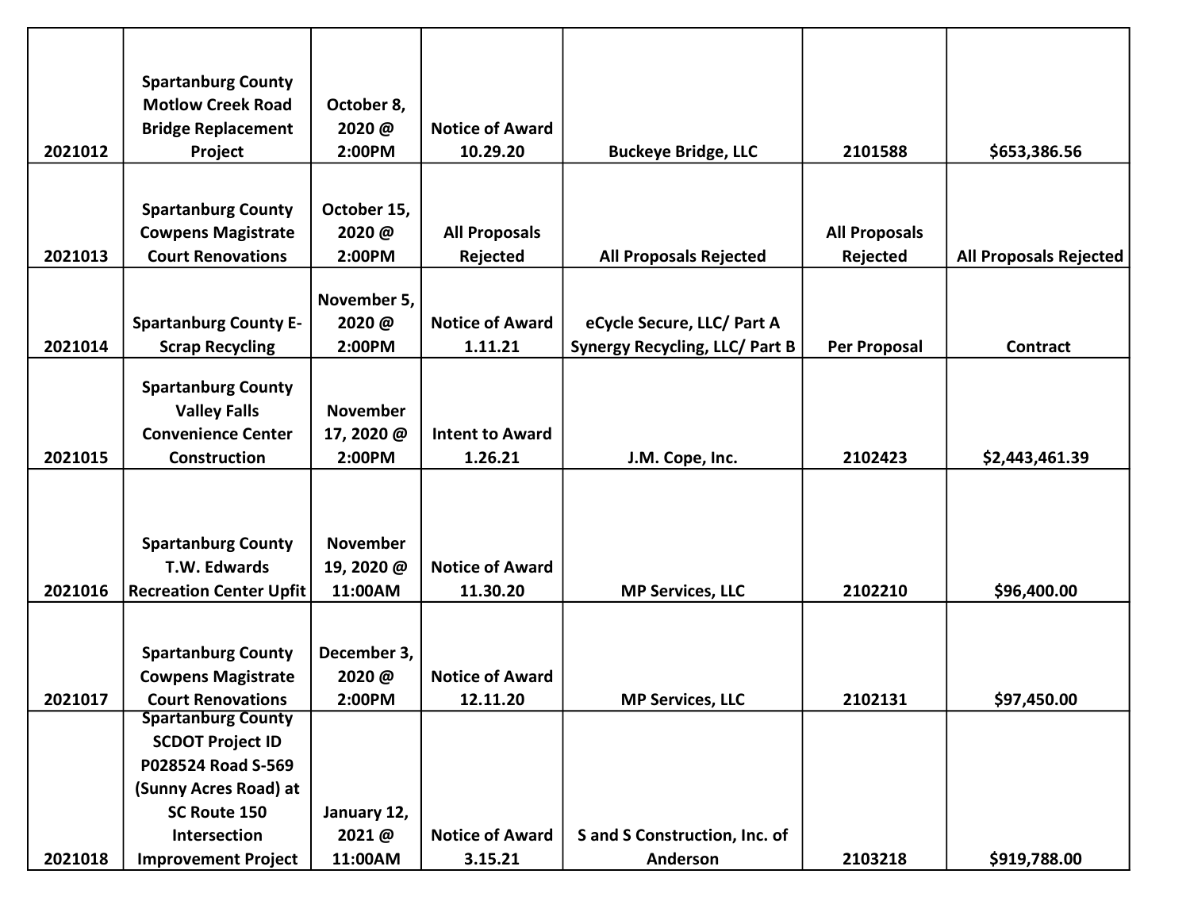| | | | | | | |
|---|---|---|---|---|---|---|
| 2021012 | Spartanburg County Motlow Creek Road Bridge Replacement Project | October 8, 2020 @ 2:00PM | Notice of Award 10.29.20 | Buckeye Bridge, LLC | 2101588 | $653,386.56 |
| 2021013 | Spartanburg County Cowpens Magistrate Court Renovations | October 15, 2020 @ 2:00PM | All Proposals Rejected | All Proposals Rejected | All Proposals Rejected | All Proposals Rejected |
| 2021014 | Spartanburg County E-Scrap Recycling | November 5, 2020 @ 2:00PM | Notice of Award 1.11.21 | eCycle Secure, LLC/ Part A Synergy Recycling, LLC/ Part B | Per Proposal | Contract |
| 2021015 | Spartanburg County Valley Falls Convenience Center Construction | November 17, 2020 @ 2:00PM | Intent to Award 1.26.21 | J.M. Cope, Inc. | 2102423 | $2,443,461.39 |
| 2021016 | Spartanburg County T.W. Edwards Recreation Center Upfit | November 19, 2020 @ 11:00AM | Notice of Award 11.30.20 | MP Services, LLC | 2102210 | $96,400.00 |
| 2021017 | Spartanburg County Cowpens Magistrate Court Renovations | December 3, 2020 @ 2:00PM | Notice of Award 12.11.20 | MP Services, LLC | 2102131 | $97,450.00 |
| 2021018 | Spartanburg County SCDOT Project ID P028524 Road S-569 (Sunny Acres Road) at SC Route 150 Intersection Improvement Project | January 12, 2021 @ 11:00AM | Notice of Award 3.15.21 | S and S Construction, Inc. of Anderson | 2103218 | $919,788.00 |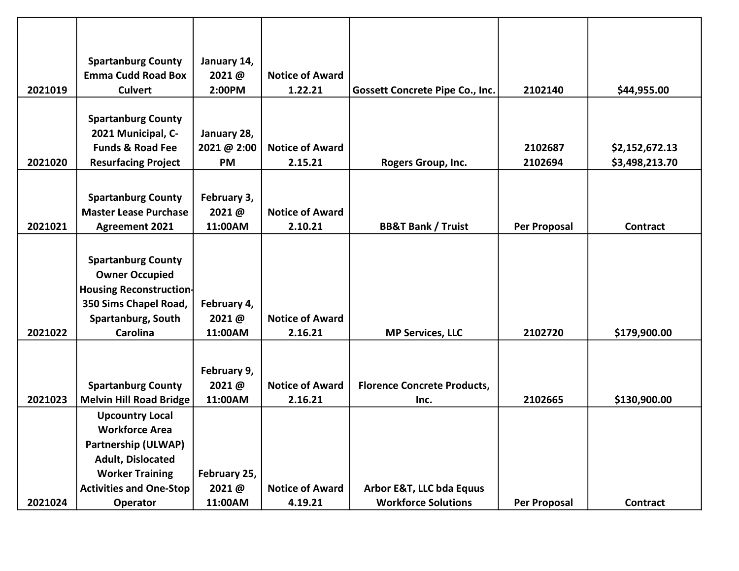| | | | | | | |
|---|---|---|---|---|---|---|
| 2021019 | Spartanburg County Emma Cudd Road Box Culvert | January 14, 2021 @ 2:00PM | Notice of Award 1.22.21 | Gossett Concrete Pipe Co., Inc. | 2102140 | $44,955.00 |
| 2021020 | Spartanburg County 2021 Municipal, C-Funds & Road Fee Resurfacing Project | January 28, 2021 @ 2:00 PM | Notice of Award 2.15.21 | Rogers Group, Inc. | 2102687<br>2102694 | $2,152,672.13<br>$3,498,213.70 |
| 2021021 | Spartanburg County Master Lease Purchase Agreement 2021 | February 3, 2021 @ 11:00AM | Notice of Award 2.10.21 | BB&T Bank / Truist | Per Proposal | Contract |
| 2021022 | Spartanburg County Owner Occupied Housing Reconstruction-350 Sims Chapel Road, Spartanburg, South Carolina | February 4, 2021 @ 11:00AM | Notice of Award 2.16.21 | MP Services, LLC | 2102720 | $179,900.00 |
| 2021023 | Spartanburg County Melvin Hill Road Bridge | February 9, 2021 @ 11:00AM | Notice of Award 2.16.21 | Florence Concrete Products, Inc. | 2102665 | $130,900.00 |
| 2021024 | Upcountry Local Workforce Area Partnership (ULWAP) Adult, Dislocated Worker Training Activities and One-Stop Operator | February 25, 2021 @ 11:00AM | Notice of Award 4.19.21 | Arbor E&T, LLC bda Equus Workforce Solutions | Per Proposal | Contract |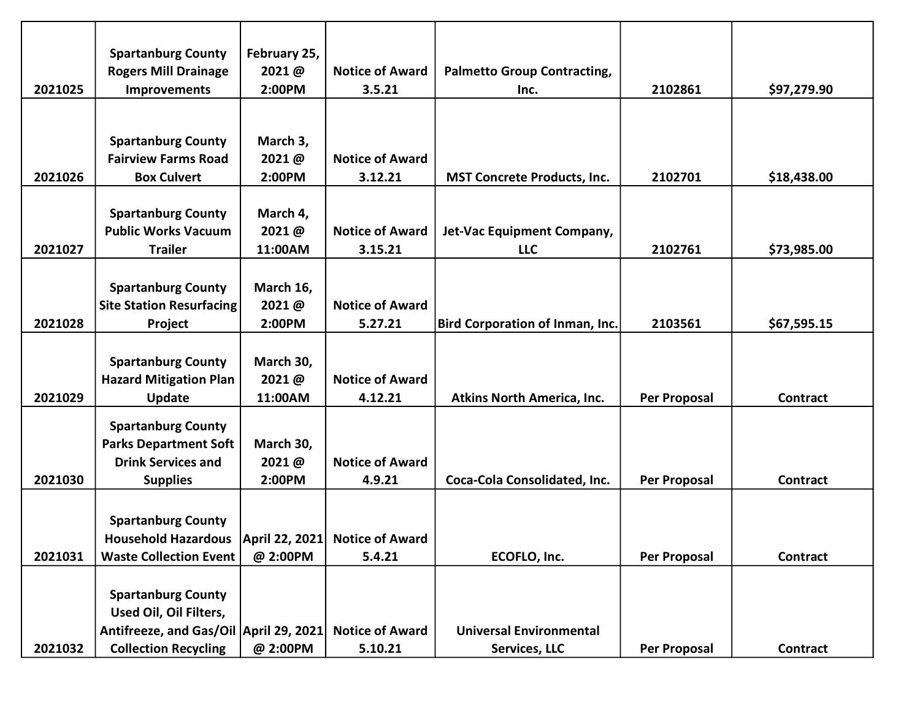| | | | | | | |
|---|---|---|---|---|---|---|
| 2021025 | Spartanburg County Rogers Mill Drainage Improvements | February 25, 2021 @ 2:00PM | Notice of Award 3.5.21 | Palmetto Group Contracting, Inc. | 2102861 | $97,279.90 |
| 2021026 | Spartanburg County Fairview Farms Road Box Culvert | March 3, 2021 @ 2:00PM | Notice of Award 3.12.21 | MST Concrete Products, Inc. | 2102701 | $18,438.00 |
| 2021027 | Spartanburg County Public Works Vacuum Trailer | March 4, 2021 @ 11:00AM | Notice of Award 3.15.21 | Jet-Vac Equipment Company, LLC | 2102761 | $73,985.00 |
| 2021028 | Spartanburg County Site Station Resurfacing Project | March 16, 2021 @ 2:00PM | Notice of Award 5.27.21 | Bird Corporation of Inman, Inc. | 2103561 | $67,595.15 |
| 2021029 | Spartanburg County Hazard Mitigation Plan Update | March 30, 2021 @ 11:00AM | Notice of Award 4.12.21 | Atkins North America, Inc. | Per Proposal | Contract |
| 2021030 | Spartanburg County Parks Department Soft Drink Services and Supplies | March 30, 2021 @ 2:00PM | Notice of Award 4.9.21 | Coca-Cola Consolidated, Inc. | Per Proposal | Contract |
| 2021031 | Spartanburg County Household Hazardous Waste Collection Event | April 22, 2021 @ 2:00PM | Notice of Award 5.4.21 | ECOFLO, Inc. | Per Proposal | Contract |
| 2021032 | Spartanburg County Used Oil, Oil Filters, Antifreeze, and Gas/Oil Collection Recycling | April 29, 2021 @ 2:00PM | Notice of Award 5.10.21 | Universal Environmental Services, LLC | Per Proposal | Contract |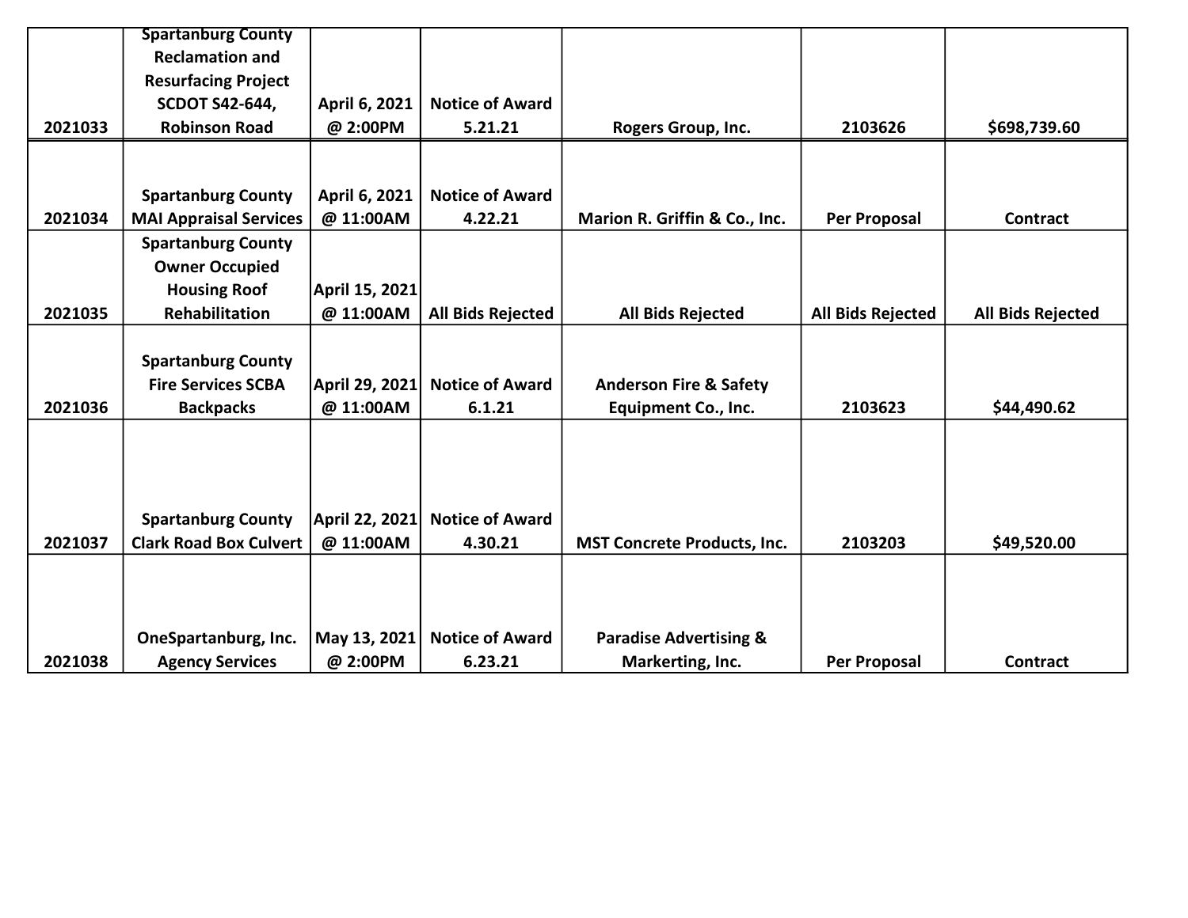| | | | | | | |
|---|---|---|---|---|---|---|
| 2021033 | Spartanburg County Reclamation and Resurfacing Project SCDOT S42-644, Robinson Road | April 6, 2021 @ 2:00PM | Notice of Award 5.21.21 | Rogers Group, Inc. | 2103626 | $698,739.60 |
| 2021034 | Spartanburg County MAI Appraisal Services | April 6, 2021 @ 11:00AM | Notice of Award 4.22.21 | Marion R. Griffin & Co., Inc. | Per Proposal | Contract |
| 2021035 | Spartanburg County Owner Occupied Housing Roof Rehabilitation | April 15, 2021 @ 11:00AM | All Bids Rejected | All Bids Rejected | All Bids Rejected | All Bids Rejected |
| 2021036 | Spartanburg County Fire Services SCBA Backpacks | April 29, 2021 @ 11:00AM | Notice of Award 6.1.21 | Anderson Fire & Safety Equipment Co., Inc. | 2103623 | $44,490.62 |
| 2021037 | Spartanburg County Clark Road Box Culvert | April 22, 2021 @ 11:00AM | Notice of Award 4.30.21 | MST Concrete Products, Inc. | 2103203 | $49,520.00 |
| 2021038 | OneSpartanburg, Inc. Agency Services | May 13, 2021 @ 2:00PM | Notice of Award 6.23.21 | Paradise Advertising & Markerting, Inc. | Per Proposal | Contract |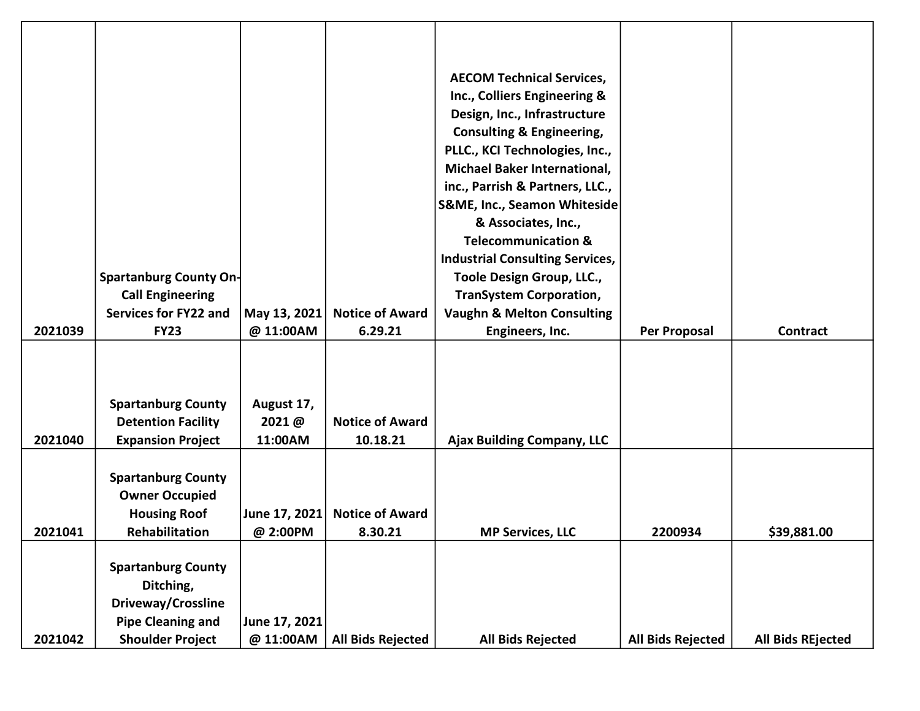| | | | | | | |
|---|---|---|---|---|---|---|
| 2021039 | Spartanburg County On-Call Engineering Services for FY22 and FY23 | May 13, 2021 @ 11:00AM | Notice of Award 6.29.21 | AECOM Technical Services, Inc., Colliers Engineering & Design, Inc., Infrastructure Consulting & Engineering, PLLC., KCI Technologies, Inc., Michael Baker International, inc., Parrish & Partners, LLC., S&ME, Inc., Seamon Whiteside & Associates, Inc., Telecommunication & Industrial Consulting Services, Toole Design Group, LLC., TranSystem Corporation, Vaughn & Melton Consulting Engineers, Inc. | Per Proposal | Contract |
| 2021040 | Spartanburg County Detention Facility Expansion Project | August 17, 2021 @ 11:00AM | Notice of Award 10.18.21 | Ajax Building Company, LLC | | |
| 2021041 | Spartanburg County Owner Occupied Housing Roof Rehabilitation | June 17, 2021 @ 2:00PM | Notice of Award 8.30.21 | MP Services, LLC | 2200934 | $39,881.00 |
| 2021042 | Spartanburg County Ditching, Driveway/Crossline Pipe Cleaning and Shoulder Project | June 17, 2021 @ 11:00AM | All Bids Rejected | All Bids Rejected | All Bids Rejected | All Bids REjected |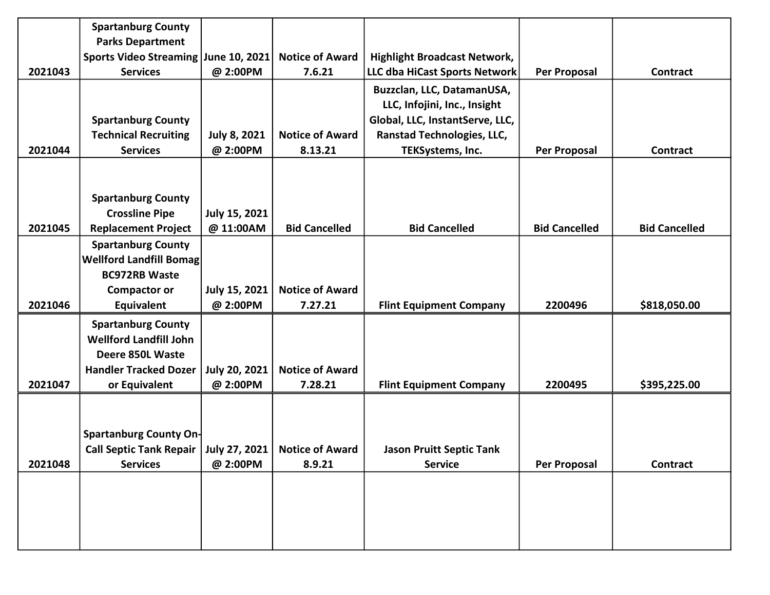| | | | | | | |
|---|---|---|---|---|---|---|
| 2021043 | Spartanburg County Parks Department Sports Video Streaming Services | June 10, 2021 @ 2:00PM | Notice of Award 7.6.21 | Highlight Broadcast Network, LLC dba HiCast Sports Network | Per Proposal | Contract |
| 2021044 | Spartanburg County Technical Recruiting Services | July 8, 2021 @ 2:00PM | Notice of Award 8.13.21 | Buzzclan, LLC, DatamanUSA, LLC, Infojini, Inc., Insight Global, LLC, InstantServe, LLC, Ranstad Technologies, LLC, TEKSystems, Inc. | Per Proposal | Contract |
| 2021045 | Spartanburg County Crossline Pipe Replacement Project | July 15, 2021 @ 11:00AM | Bid Cancelled | Bid Cancelled | Bid Cancelled | Bid Cancelled |
| 2021046 | Spartanburg County Wellford Landfill Bomag BC972RB Waste Compactor or Equivalent | July 15, 2021 @ 2:00PM | Notice of Award 7.27.21 | Flint Equipment Company | 2200496 | $818,050.00 |
| 2021047 | Spartanburg County Wellford Landfill John Deere 850L Waste Handler Tracked Dozer or Equivalent | July 20, 2021 @ 2:00PM | Notice of Award 7.28.21 | Flint Equipment Company | 2200495 | $395,225.00 |
| 2021048 | Spartanburg County On-Call Septic Tank Repair Services | July 27, 2021 @ 2:00PM | Notice of Award 8.9.21 | Jason Pruitt Septic Tank Service | Per Proposal | Contract |
| | | | | | | |